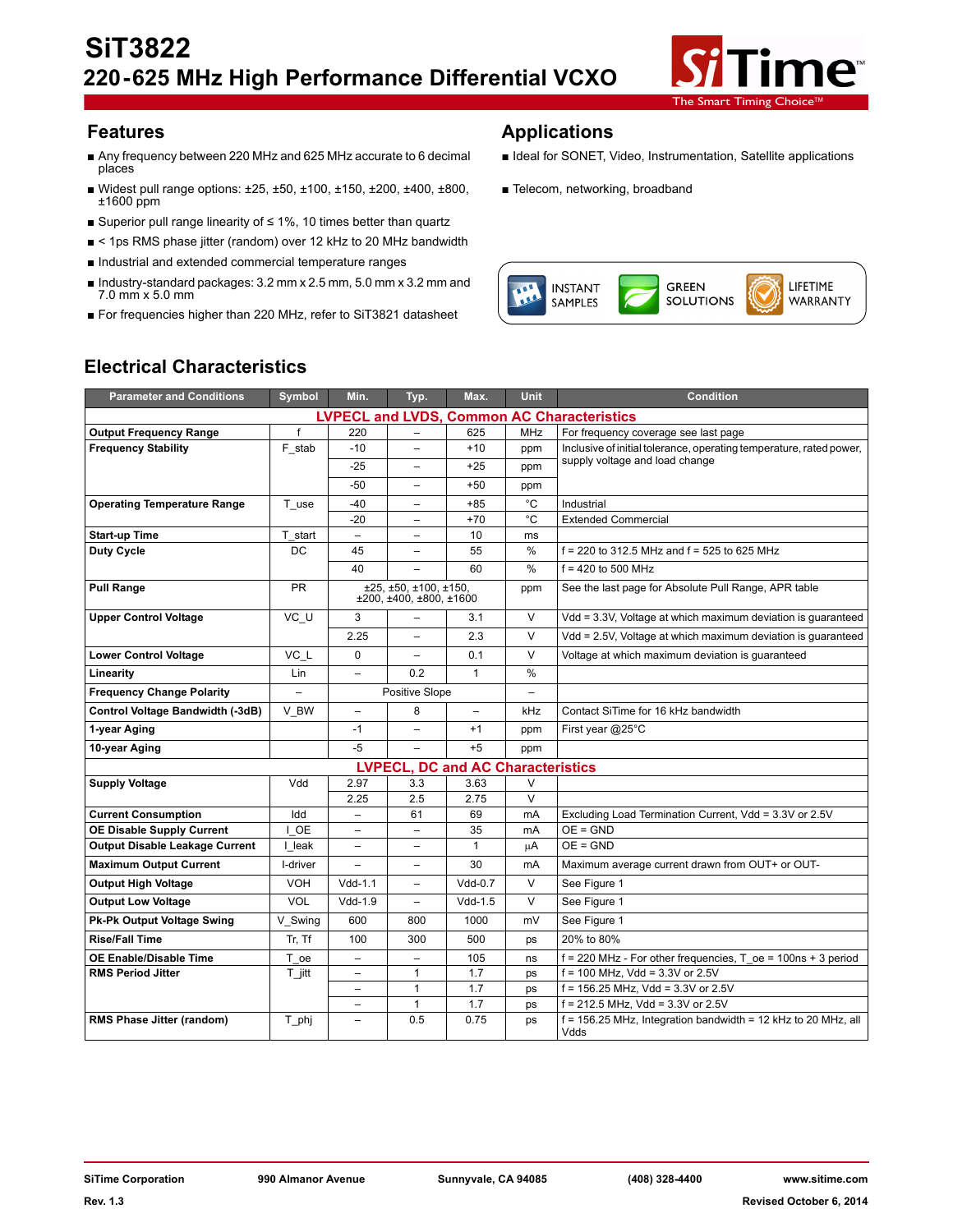# SiT3822

## 220-625 MHz High Performance Differential VCXO

## Features

- Any frequency between 220 MHz and 625 MHz accurate to 6 decimal places
- Widest pull range options: ±25, ±50, ±100, ±150, ±200, ±400, ±800, ±1600 ppm
- Superior pull range linearity of ≤ 1%, 10 times better than quartz
- < 1ps RMS phase jitter (random) over 12 kHz to 20 MHz bandwidth
- Industrial and extended commercial temperature ranges
- Industry-standard packages: 3.2 mm x 2.5 mm, 5.0 mm x 3.2 mm and 7.0 mm x 5.0 mm
- For frequencies higher than 220 MHz, refer to SiT3821 datasheet

## Applications

- Ideal for SONET, Video, Instrumentation, Satellite applications
- Telecom, networking, broadband

INSTANT SAMPLES | GREEN SOLUTIONS | LIFETIME WARRANTY

## Electrical Characteristics

| Parameter and Conditions | Symbol | Min. | Typ. | Max. | Unit | Condition |
|---|---|---|---|---|---|---|
| **LVPECL and LVDS, Common AC Characteristics** | | | | | | |
| **Output Frequency Range** | f | 220 | – | 625 | MHz | For frequency coverage see last page |
| **Frequency Stability** | F_stab | -10 | – | +10 | ppm | Inclusive of initial tolerance, operating temperature, rated power, supply voltage and load change |
| | | -25 | – | +25 | ppm | |
| | | -50 | – | +50 | ppm | |
| **Operating Temperature Range** | T_use | -40 | – | +85 | °C | Industrial |
| | | -20 | – | +70 | °C | Extended Commercial |
| **Start-up Time** | T_start | – | – | 10 | ms | |
| **Duty Cycle** | DC | 45 | – | 55 | % | f = 220 to 312.5 MHz and f = 525 to 625 MHz |
| | | 40 | – | 60 | % | f = 420 to 500 MHz |
| **Pull Range** | PR | ±25, ±50, ±100, ±150, ±200, ±400, ±800, ±1600 | | | ppm | See the last page for Absolute Pull Range, APR table |
| **Upper Control Voltage** | VC_U | 3 | – | 3.1 | V | Vdd = 3.3V, Voltage at which maximum deviation is guaranteed |
| | | 2.25 | – | 2.3 | V | Vdd = 2.5V, Voltage at which maximum deviation is guaranteed |
| **Lower Control Voltage** | VC_L | 0 | – | 0.1 | V | Voltage at which maximum deviation is guaranteed |
| **Linearity** | Lin | – | 0.2 | 1 | % | |
| **Frequency Change Polarity** | – | Positive Slope | | | – | |
| **Control Voltage Bandwidth (-3dB)** | V_BW | – | 8 | – | kHz | Contact SiTime for 16 kHz bandwidth |
| **1-year Aging** | | -1 | – | +1 | ppm | First year @25°C |
| **10-year Aging** | | -5 | – | +5 | ppm | |
| **LVPECL, DC and AC Characteristics** | | | | | | |
| **Supply Voltage** | Vdd | 2.97 | 3.3 | 3.63 | V | |
| | | 2.25 | 2.5 | 2.75 | V | |
| **Current Consumption** | Idd | – | 61 | 69 | mA | Excluding Load Termination Current, Vdd = 3.3V or 2.5V |
| **OE Disable Supply Current** | I_OE | – | – | 35 | mA | OE = GND |
| **Output Disable Leakage Current** | I_leak | – | – | 1 | µA | OE = GND |
| **Maximum Output Current** | I-driver | – | – | 30 | mA | Maximum average current drawn from OUT+ or OUT- |
| **Output High Voltage** | VOH | Vdd-1.1 | – | Vdd-0.7 | V | See Figure 1 |
| **Output Low Voltage** | VOL | Vdd-1.9 | – | Vdd-1.5 | V | See Figure 1 |
| **Pk-Pk Output Voltage Swing** | V_Swing | 600 | 800 | 1000 | mV | See Figure 1 |
| **Rise/Fall Time** | Tr, Tf | 100 | 300 | 500 | ps | 20% to 80% |
| **OE Enable/Disable Time** | T_oe | – | – | 105 | ns | f = 220 MHz - For other frequencies, T_oe = 100ns + 3 period |
| **RMS Period Jitter** | T_jitt | – | 1 | 1.7 | ps | f = 100 MHz, Vdd = 3.3V or 2.5V |
| | | – | 1 | 1.7 | ps | f = 156.25 MHz, Vdd = 3.3V or 2.5V |
| | | – | 1 | 1.7 | ps | f = 212.5 MHz, Vdd = 3.3V or 2.5V |
| **RMS Phase Jitter (random)** | T_phj | – | 0.5 | 0.75 | ps | f = 156.25 MHz, Integration bandwidth = 12 kHz to 20 MHz, all Vdds |

SiTime Corporation 990 Almanor Avenue Sunnyvale, CA 94085 (408) 328-4400 www.sitime.com

Rev. 1.3 Revised October 6, 2014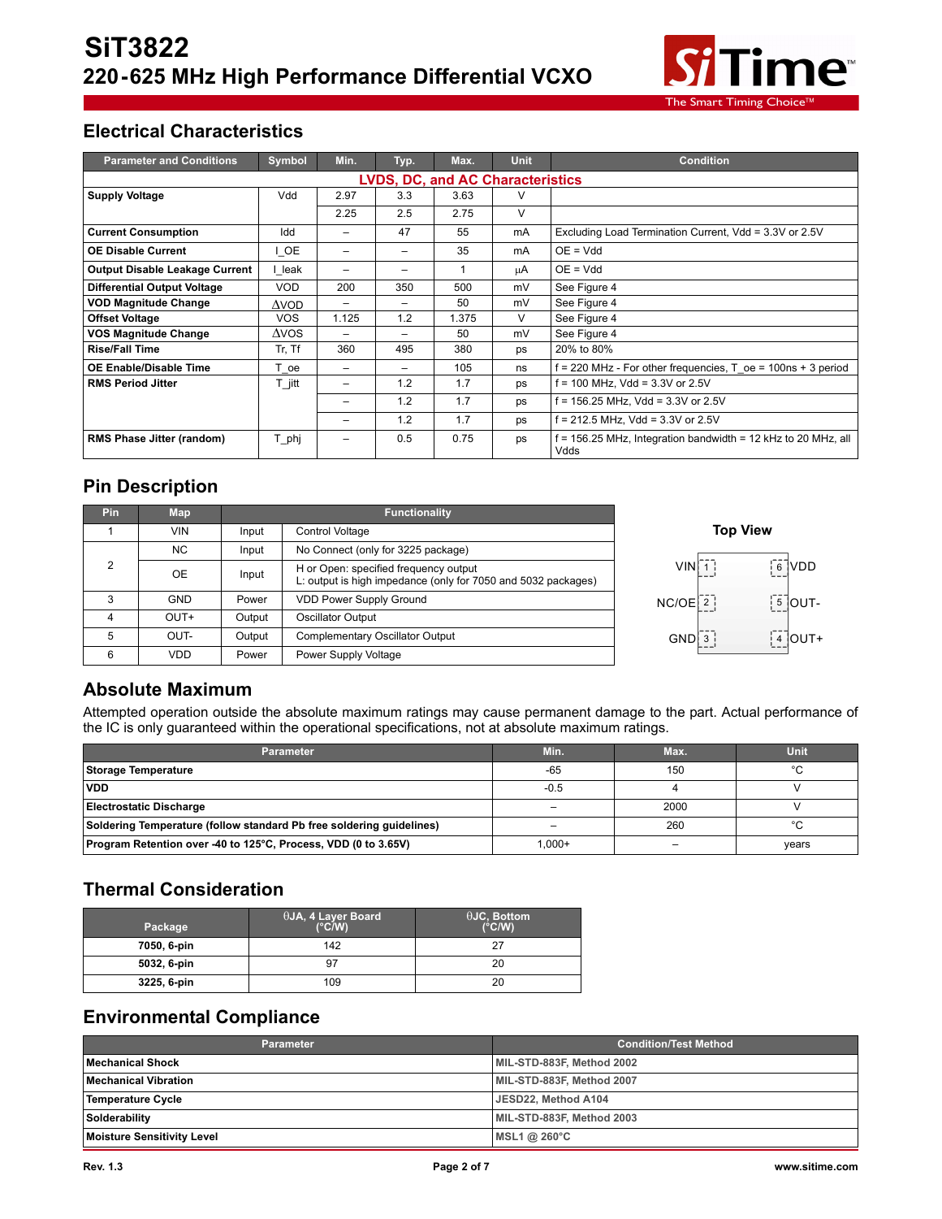## Electrical Characteristics

| Parameter and Conditions | Symbol | Min. | Typ. | Max. | Unit | Condition |
|---|---|---|---|---|---|---|
| **LVDS, DC, and AC Characteristics** | | | | | | |
| **Supply Voltage** | Vdd | 2.97 | 3.3 | 3.63 | V | |
| | | 2.25 | 2.5 | 2.75 | V | |
| **Current Consumption** | Idd | – | 47 | 55 | mA | Excluding Load Termination Current, Vdd = 3.3V or 2.5V |
| **OE Disable Current** | I_OE | – | – | 35 | mA | OE = Vdd |
| **Output Disable Leakage Current** | I_leak | – | – | 1 | µA | OE = Vdd |
| **Differential Output Voltage** | VOD | 200 | 350 | 500 | mV | See Figure 4 |
| **VOD Magnitude Change** | ΔVOD | – | – | 50 | mV | See Figure 4 |
| **Offset Voltage** | VOS | 1.125 | 1.2 | 1.375 | V | See Figure 4 |
| **VOS Magnitude Change** | ΔVOS | – | – | 50 | mV | See Figure 4 |
| **Rise/Fall Time** | Tr, Tf | 360 | 495 | 380 | ps | 20% to 80% |
| **OE Enable/Disable Time** | T_oe | – | – | 105 | ns | f = 220 MHz - For other frequencies, T_oe = 100ns + 3 period |
| **RMS Period Jitter** | T_jitt | – | 1.2 | 1.7 | ps | f = 100 MHz, Vdd = 3.3V or 2.5V |
| | | – | 1.2 | 1.7 | ps | f = 156.25 MHz, Vdd = 3.3V or 2.5V |
| | | – | 1.2 | 1.7 | ps | f = 212.5 MHz, Vdd = 3.3V or 2.5V |
| **RMS Phase Jitter (random)** | T_phj | – | 0.5 | 0.75 | ps | f = 156.25 MHz, Integration bandwidth = 12 kHz to 20 MHz, all Vdds |

## Pin Description

| Pin | Map | Functionality | |
|---|---|---|---|
| 1 | VIN | Input | Control Voltage |
| 2 | NC | Input | No Connect (only for 3225 package) |
| | OE | Input | H or Open: specified frequency output<br>L: output is high impedance (only for 7050 and 5032 packages) |
| 3 | GND | Power | VDD Power Supply Ground |
| 4 | OUT+ | Output | Oscillator Output |
| 5 | OUT- | Output | Complementary Oscillator Output |
| 6 | VDD | Power | Power Supply Voltage |

**Top View**

| | | | |
|---|---|---|---|
| VIN | 1 | 6 | VDD |
| NC/OE | 2 | 5 | OUT- |
| GND | 3 | 4 | OUT+ |

## Absolute Maximum

Attempted operation outside the absolute maximum ratings may cause permanent damage to the part. Actual performance of the IC is only guaranteed within the operational specifications, not at absolute maximum ratings.

| Parameter | Min. | Max. | Unit |
|---|---|---|---|
| **Storage Temperature** | -65 | 150 | °C |
| **VDD** | -0.5 | 4 | V |
| **Electrostatic Discharge** | – | 2000 | V |
| **Soldering Temperature (follow standard Pb free soldering guidelines)** | – | 260 | °C |
| **Program Retention over -40 to 125°C, Process, VDD (0 to 3.65V)** | 1,000+ | – | years |

## Thermal Consideration

| Package | θJA, 4 Layer Board (°C/W) | θJC, Bottom (°C/W) |
|---|---|---|
| **7050, 6-pin** | 142 | 27 |
| **5032, 6-pin** | 97 | 20 |
| **3225, 6-pin** | 109 | 20 |

## Environmental Compliance

| Parameter | Condition/Test Method |
|---|---|
| **Mechanical Shock** | **MIL-STD-883F, Method 2002** |
| **Mechanical Vibration** | **MIL-STD-883F, Method 2007** |
| **Temperature Cycle** | **JESD22, Method A104** |
| **Solderability** | **MIL-STD-883F, Method 2003** |
| **Moisture Sensitivity Level** | **MSL1 @ 260°C** |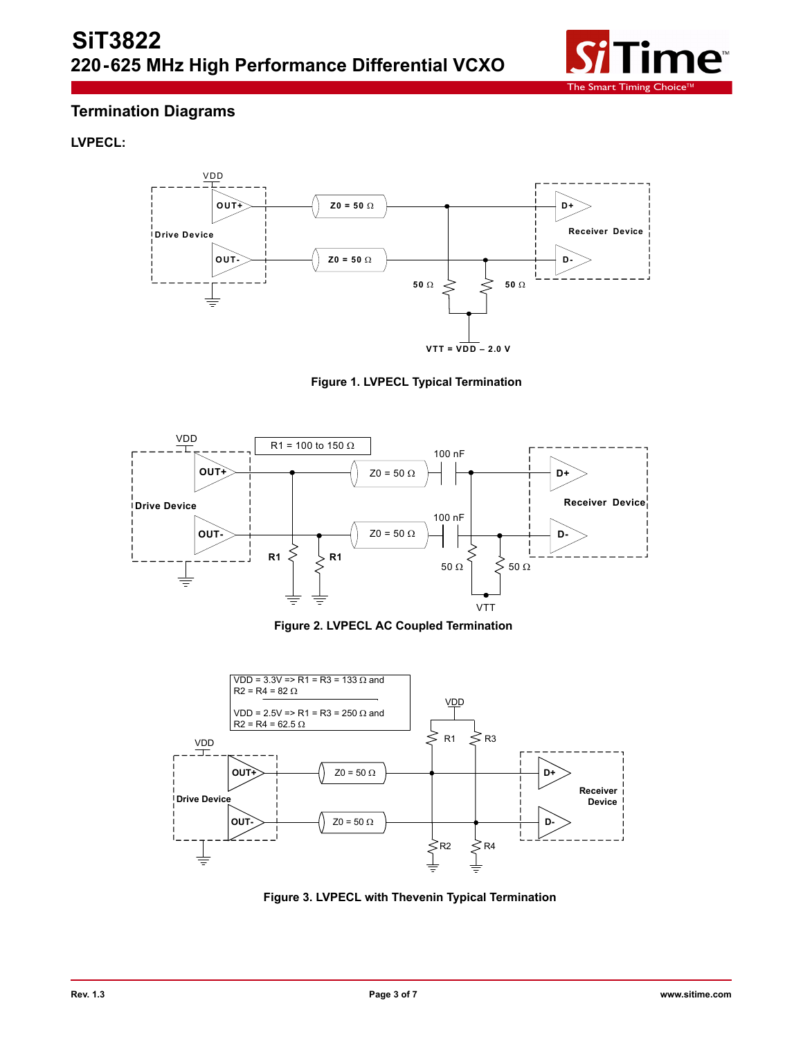## Termination Diagrams

### LVPECL:

Figure 1. LVPECL Typical Termination

Figure 2. LVPECL AC Coupled Termination

Figure 3. LVPECL with Thevenin Typical Termination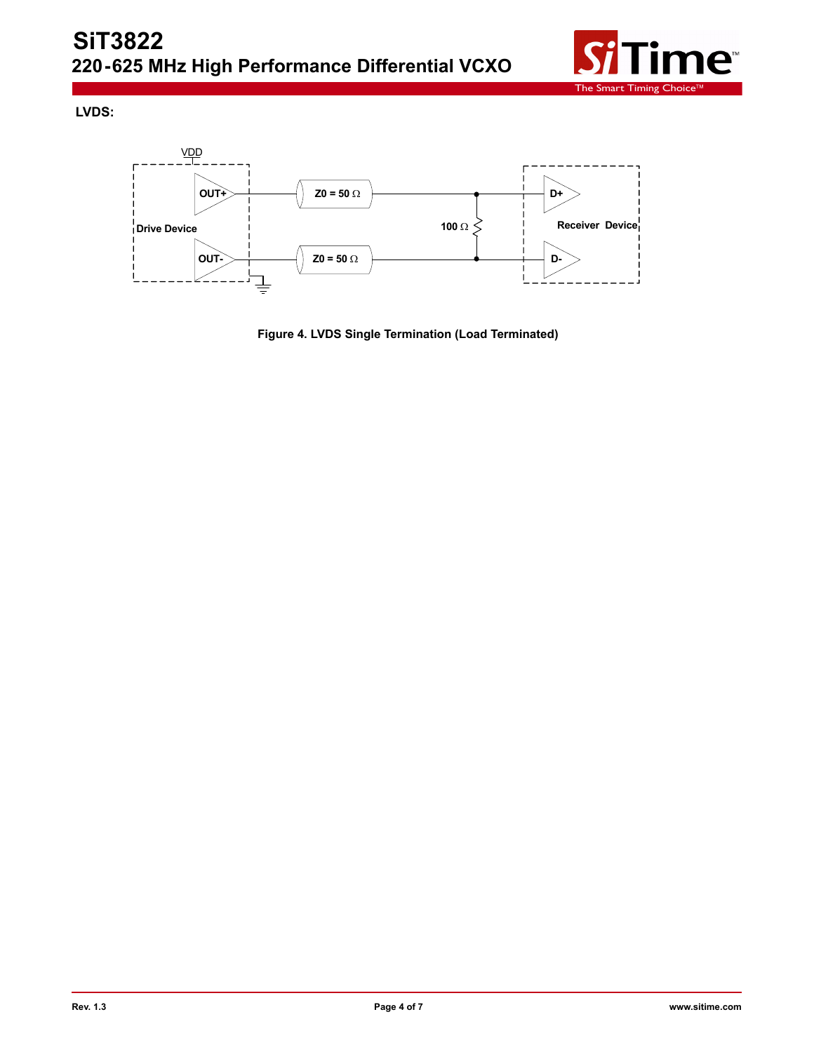**LVDS:**

Figure 4. LVDS Single Termination (Load Terminated)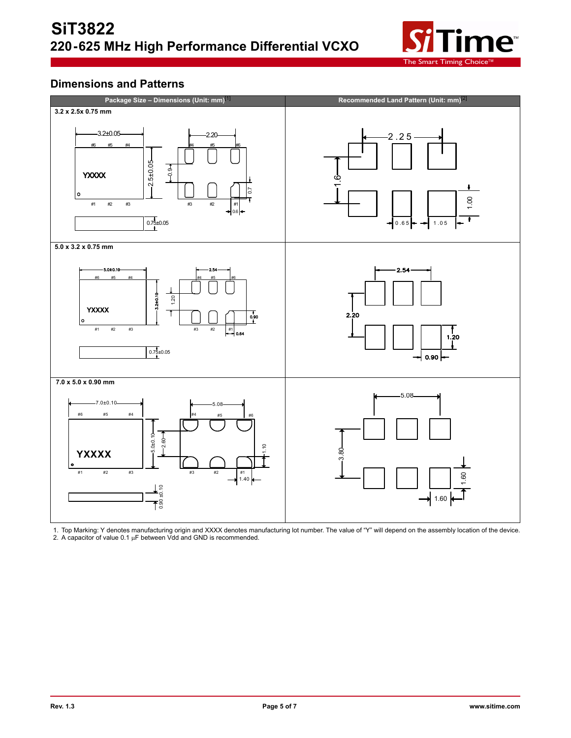## Dimensions and Patterns

| Package Size – Dimensions (Unit: mm)[1] | Recommended Land Pattern (Unit: mm)[2] |
|---|---|
| **3.2 x 2.5x 0.75 mm** | |
| 3.2±0.05; 2.5±0.05; 2.20; 0.9; 0.7; 0.6; 0.75±0.05; YXXXX; #1 #2 #3 #4 #5 #6 | 2.25; 1.6; 1.00; 0.65; 1.05 |
| **5.0 x 3.2 x 0.75 mm** | |
| 5.0±0.10; 3.2±0.10; 2.54; 1.20; 0.90; 0.64; 0.75±0.05; YXXXX; #1 #2 #3 #4 #5 #6 | 2.54; 2.20; 1.20; 0.90 |
| **7.0 x 5.0 x 0.90 mm** | |
| 7.0±0.10; 5.0±0.10; 5.08; 2.60; 1.10; 1.40; 0.90 ±0.10; YXXXX; #1 #2 #3 #4 #5 #6 | 5.08; 3.80; 1.60; 1.60 |

1. Top Marking: Y denotes manufacturing origin and XXXX denotes manufacturing lot number. The value of "Y" will depend on the assembly location of the device.
2. A capacitor of value 0.1 µF between Vdd and GND is recommended.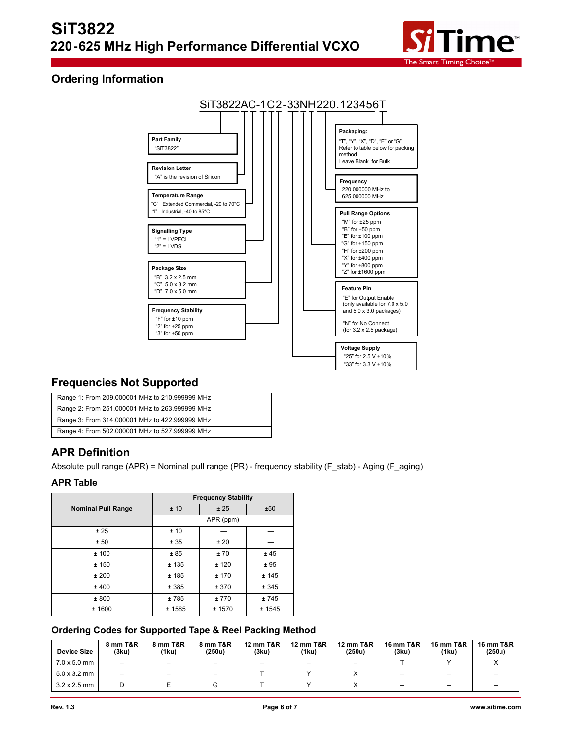## Ordering Information

SiT3822AC-1C2-33NH220.123456T

**Part Family**
"SiT3822"

**Revision Letter**
"A" is the revision of Silicon

**Temperature Range**
"C" Extended Commercial, -20 to 70°C
"I" Industrial, -40 to 85°C

**Signalling Type**
"1" = LVPECL
"2" = LVDS

**Package Size**
"B" 3.2 x 2.5 mm
"C" 5.0 x 3.2 mm
"D" 7.0 x 5.0 mm

**Frequency Stability**
"F" for ±10 ppm
"2" for ±25 ppm
"3" for ±50 ppm

**Packaging:**
"T", "Y", "X", "D", "E" or "G"
Refer to table below for packing method
Leave Blank for Bulk

**Frequency**
220.000000 MHz to 625.000000 MHz

**Pull Range Options**
"M" for ±25 ppm
"B" for ±50 ppm
"E" for ±100 ppm
"G" for ±150 ppm
"H" for ±200 ppm
"X" for ±400 ppm
"Y" for ±800 ppm
"Z" for ±1600 ppm

**Feature Pin**
"E" for Output Enable (only available for 7.0 x 5.0 and 5.0 x 3.0 packages)

"N" for No Connect (for 3.2 x 2.5 package)

**Voltage Supply**
"25" for 2.5 V ±10%
"33" for 3.3 V ±10%

## Frequencies Not Supported

| Range 1: From 209.000001 MHz to 210.999999 MHz |
|---|
| Range 2: From 251.000001 MHz to 263.999999 MHz |
| Range 3: From 314.000001 MHz to 422.999999 MHz |
| Range 4: From 502.000001 MHz to 527.999999 MHz |

## APR Definition

Absolute pull range (APR) = Nominal pull range (PR) - frequency stability (F_stab) - Aging (F_aging)

### APR Table

| Nominal Pull Range | Frequency Stability | | |
|---|---|---|---|
| | ± 10 | ± 25 | ±50 |
| | APR (ppm) | | |
| ± 25 | ± 10 | — | — |
| ± 50 | ± 35 | ± 20 | — |
| ± 100 | ± 85 | ± 70 | ± 45 |
| ± 150 | ± 135 | ± 120 | ± 95 |
| ± 200 | ± 185 | ± 170 | ± 145 |
| ± 400 | ± 385 | ± 370 | ± 345 |
| ± 800 | ± 785 | ± 770 | ± 745 |
| ± 1600 | ± 1585 | ± 1570 | ± 1545 |

### Ordering Codes for Supported Tape & Reel Packing Method

| Device Size | 8 mm T&R (3ku) | 8 mm T&R (1ku) | 8 mm T&R (250u) | 12 mm T&R (3ku) | 12 mm T&R (1ku) | 12 mm T&R (250u) | 16 mm T&R (3ku) | 16 mm T&R (1ku) | 16 mm T&R (250u) |
|---|---|---|---|---|---|---|---|---|---|
| 7.0 x 5.0 mm | – | – | – | – | – | – | T | Y | X |
| 5.0 x 3.2 mm | – | – | – | T | Y | X | – | – | – |
| 3.2 x 2.5 mm | D | E | G | T | Y | X | – | – | – |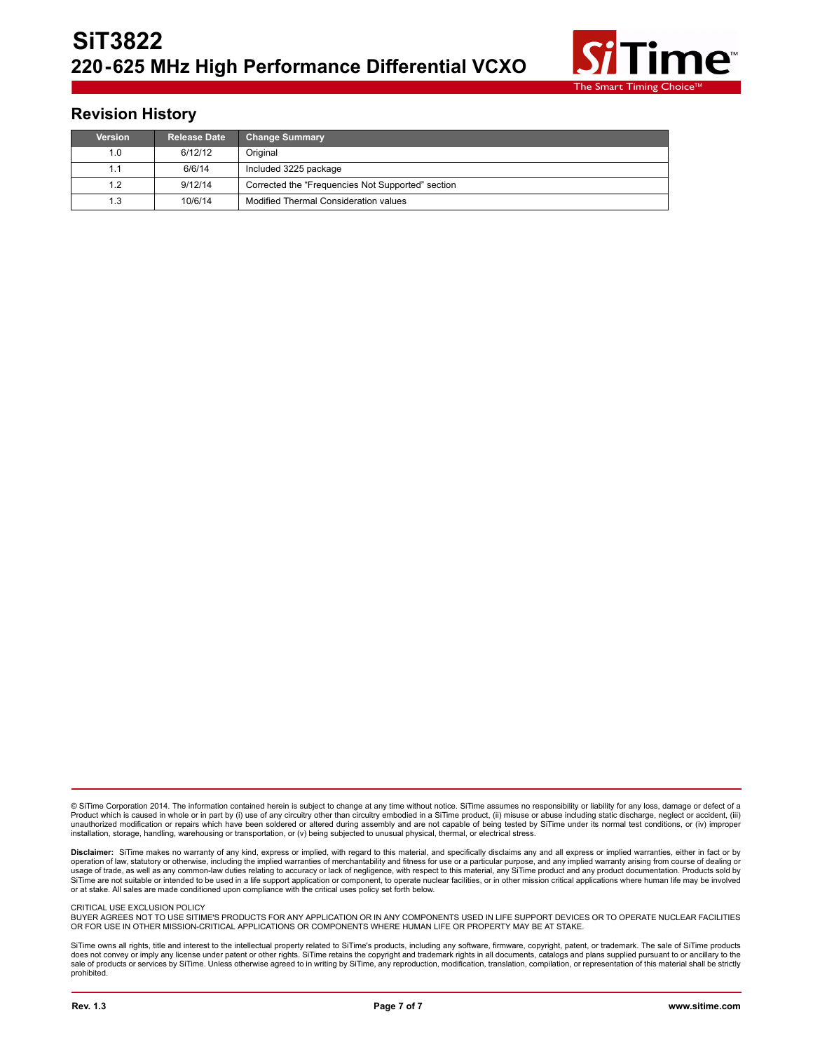## Revision History

| Version | Release Date | Change Summary |
|---|---|---|
| 1.0 | 6/12/12 | Original |
| 1.1 | 6/6/14 | Included 3225 package |
| 1.2 | 9/12/14 | Corrected the “Frequencies Not Supported” section |
| 1.3 | 10/6/14 | Modified Thermal Consideration values |

© SiTime Corporation 2014. The information contained herein is subject to change at any time without notice. SiTime assumes no responsibility or liability for any loss, damage or defect of a Product which is caused in whole or in part by (i) use of any circuitry other than circuitry embodied in a SiTime product, (ii) misuse or abuse including static discharge, neglect or accident, (iii) unauthorized modification or repairs which have been soldered or altered during assembly and are not capable of being tested by SiTime under its normal test conditions, or (iv) improper installation, storage, handling, warehousing or transportation, or (v) being subjected to unusual physical, thermal, or electrical stress.

**Disclaimer:** SiTime makes no warranty of any kind, express or implied, with regard to this material, and specifically disclaims any and all express or implied warranties, either in fact or by operation of law, statutory or otherwise, including the implied warranties of merchantability and fitness for use or a particular purpose, and any implied warranty arising from course of dealing or usage of trade, as well as any common-law duties relating to accuracy or lack of negligence, with respect to this material, any SiTime product and any product documentation. Products sold by SiTime are not suitable or intended to be used in a life support application or component, to operate nuclear facilities, or in other mission critical applications where human life may be involved or at stake. All sales are made conditioned upon compliance with the critical uses policy set forth below.

CRITICAL USE EXCLUSION POLICY
BUYER AGREES NOT TO USE SITIME'S PRODUCTS FOR ANY APPLICATION OR IN ANY COMPONENTS USED IN LIFE SUPPORT DEVICES OR TO OPERATE NUCLEAR FACILITIES OR FOR USE IN OTHER MISSION-CRITICAL APPLICATIONS OR COMPONENTS WHERE HUMAN LIFE OR PROPERTY MAY BE AT STAKE.

SiTime owns all rights, title and interest to the intellectual property related to SiTime's products, including any software, firmware, copyright, patent, or trademark. The sale of SiTime products does not convey or imply any license under patent or other rights. SiTime retains the copyright and trademark rights in all documents, catalogs and plans supplied pursuant to or ancillary to the sale of products or services by SiTime. Unless otherwise agreed to in writing by SiTime, any reproduction, modification, translation, compilation, or representation of this material shall be strictly prohibited.